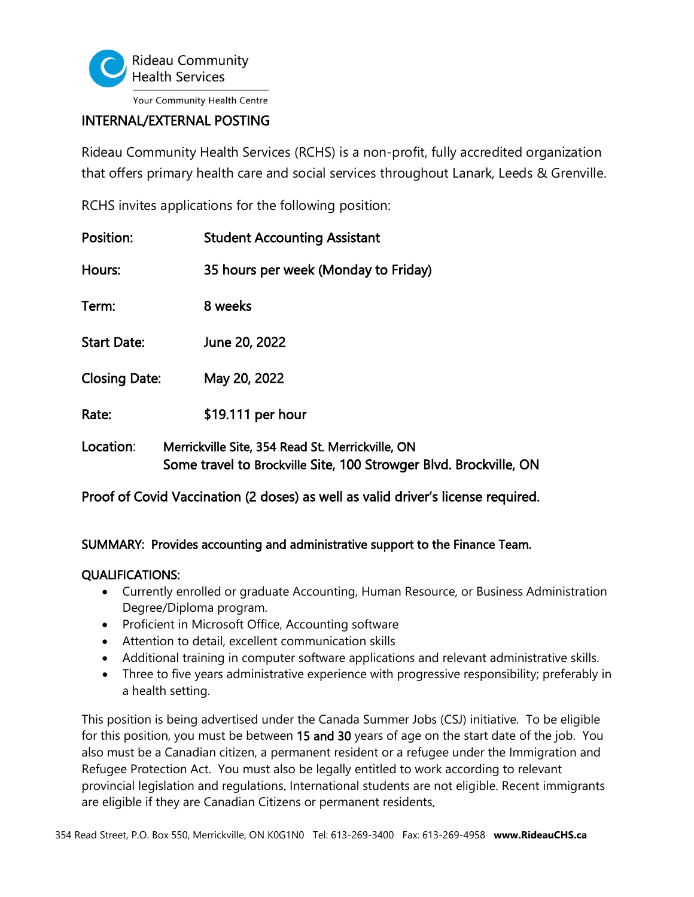Rideau Community Health Services

Your Community Health Centre

## INTERNAL/EXTERNAL POSTING

Rideau Community Health Services (RCHS) is a non-profit, fully accredited organization that offers primary health care and social services throughout Lanark, Leeds & Grenville.

RCHS invites applications for the following position:

**Position:** **Student Accounting Assistant**

**Hours:** **35 hours per week (Monday to Friday)**

**Term:** **8 weeks**

**Start Date:** **June 20, 2022**

**Closing Date:** **May 20, 2022**

**Rate:** **$19.111 per hour**

**Location:** **Merrickville Site, 354 Read St. Merrickville, ON**
**Some travel to Brockville Site, 100 Strowger Blvd. Brockville, ON**

**Proof of Covid Vaccination (2 doses) as well as valid driver's license required.**

**SUMMARY: Provides accounting and administrative support to the Finance Team.**

**QUALIFICATIONS:**

- Currently enrolled or graduate Accounting, Human Resource, or Business Administration Degree/Diploma program.
- Proficient in Microsoft Office, Accounting software
- Attention to detail, excellent communication skills
- Additional training in computer software applications and relevant administrative skills.
- Three to five years administrative experience with progressive responsibility; preferably in a health setting.

This position is being advertised under the Canada Summer Jobs (CSJ) initiative. To be eligible for this position, you must be between **15 and 30** years of age on the start date of the job. You also must be a Canadian citizen, a permanent resident or a refugee under the Immigration and Refugee Protection Act. You must also be legally entitled to work according to relevant provincial legislation and regulations. International students are not eligible. Recent immigrants are eligible if they are Canadian Citizens or permanent residents.

354 Read Street, P.O. Box 550, Merrickville, ON K0G1N0 Tel: 613-269-3400 Fax: 613-269-4958 **www.RideauCHS.ca**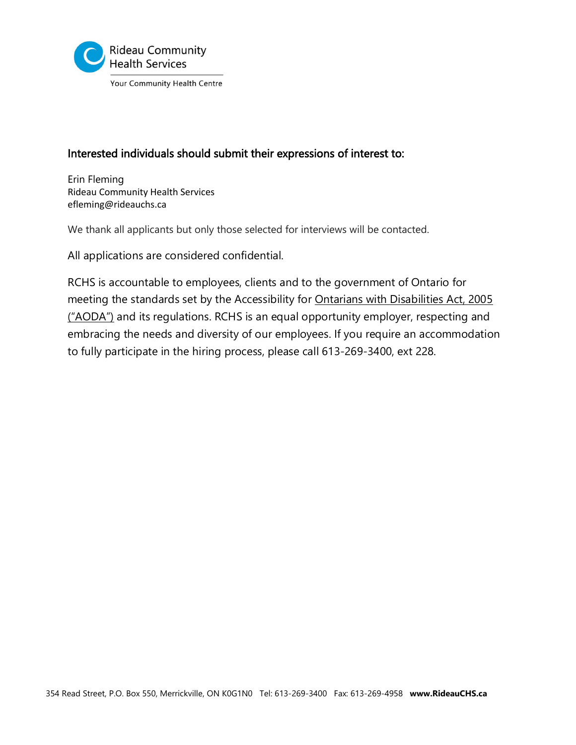### Interested individuals should submit their expressions of interest to:

Erin Fleming
Rideau Community Health Services
efleming@rideauchs.ca

We thank all applicants but only those selected for interviews will be contacted.

All applications are considered confidential.

RCHS is accountable to employees, clients and to the government of Ontario for meeting the standards set by the Accessibility for Ontarians with Disabilities Act, 2005 ("AODA") and its regulations. RCHS is an equal opportunity employer, respecting and embracing the needs and diversity of our employees. If you require an accommodation to fully participate in the hiring process, please call 613-269-3400, ext 228.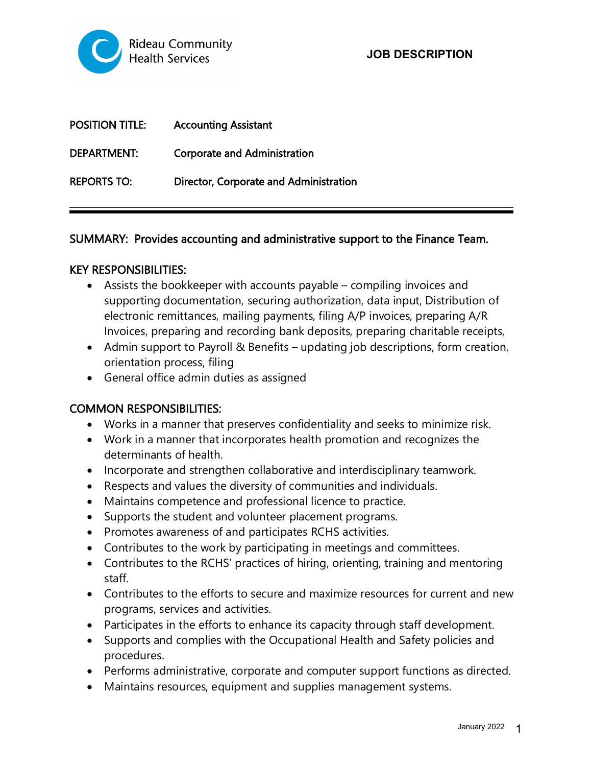Rideau Community Health Services

**JOB DESCRIPTION**

POSITION TITLE: Accounting Assistant

DEPARTMENT: Corporate and Administration

REPORTS TO: Director, Corporate and Administration

---

## SUMMARY: Provides accounting and administrative support to the Finance Team.

## KEY RESPONSIBILITIES:

- Assists the bookkeeper with accounts payable – compiling invoices and supporting documentation, securing authorization, data input, Distribution of electronic remittances, mailing payments, filing A/P invoices, preparing A/R Invoices, preparing and recording bank deposits, preparing charitable receipts,
- Admin support to Payroll & Benefits – updating job descriptions, form creation, orientation process, filing
- General office admin duties as assigned

## COMMON RESPONSIBILITIES:

- Works in a manner that preserves confidentiality and seeks to minimize risk.
- Work in a manner that incorporates health promotion and recognizes the determinants of health.
- Incorporate and strengthen collaborative and interdisciplinary teamwork.
- Respects and values the diversity of communities and individuals.
- Maintains competence and professional licence to practice.
- Supports the student and volunteer placement programs.
- Promotes awareness of and participates RCHS activities.
- Contributes to the work by participating in meetings and committees.
- Contributes to the RCHS' practices of hiring, orienting, training and mentoring staff.
- Contributes to the efforts to secure and maximize resources for current and new programs, services and activities.
- Participates in the efforts to enhance its capacity through staff development.
- Supports and complies with the Occupational Health and Safety policies and procedures.
- Performs administrative, corporate and computer support functions as directed.
- Maintains resources, equipment and supplies management systems.

January 2022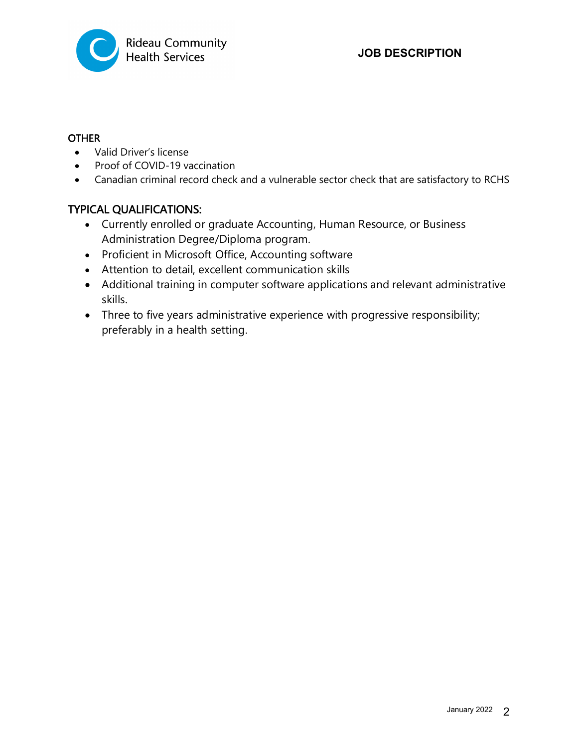### OTHER

- Valid Driver's license
- Proof of COVID-19 vaccination
- Canadian criminal record check and a vulnerable sector check that are satisfactory to RCHS

### TYPICAL QUALIFICATIONS:

- Currently enrolled or graduate Accounting, Human Resource, or Business Administration Degree/Diploma program.
- Proficient in Microsoft Office, Accounting software
- Attention to detail, excellent communication skills
- Additional training in computer software applications and relevant administrative skills.
- Three to five years administrative experience with progressive responsibility; preferably in a health setting.